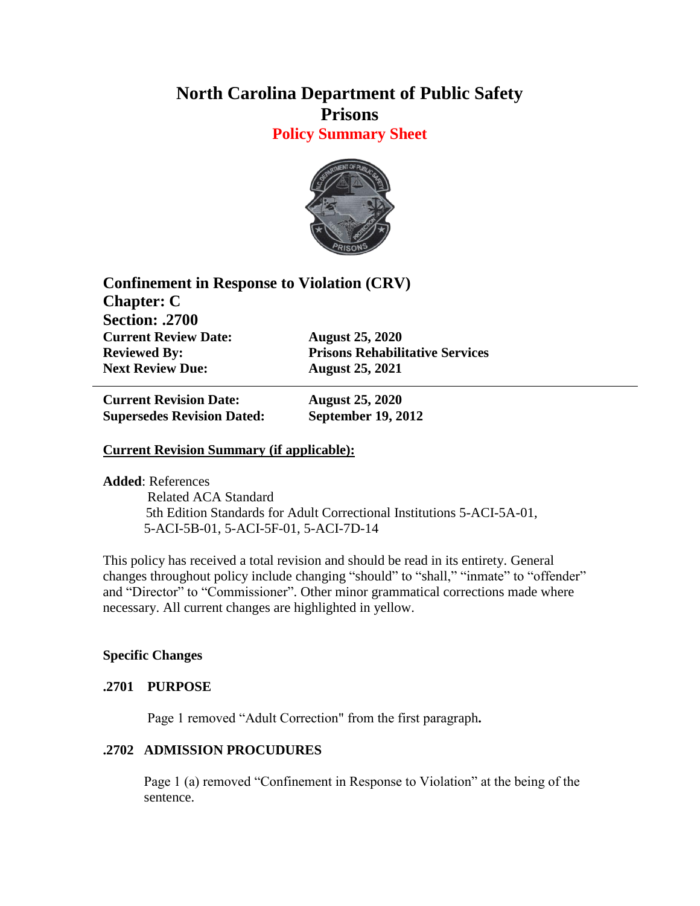# North Carolina Department of Public Safety
# Prisons
## Policy Summary Sheet

**Confinement in Response to Violation (CRV)**
**Chapter: C**
**Section: .2700**

| | |
|---|---|
| **Current Review Date:** | **August 25, 2020** |
| **Reviewed By:** | **Prisons Rehabilitative Services** |
| **Next Review Due:** | **August 25, 2021** |

---

| | |
|---|---|
| **Current Revision Date:** | **August 25, 2020** |
| **Supersedes Revision Dated:** | **September 19, 2012** |

**Current Revision Summary (if applicable):**

**Added**: References
Related ACA Standard
5th Edition Standards for Adult Correctional Institutions 5-ACI-5A-01, 5-ACI-5B-01, 5-ACI-5F-01, 5-ACI-7D-14

This policy has received a total revision and should be read in its entirety. General changes throughout policy include changing "should" to "shall," "inmate" to "offender" and "Director" to "Commissioner". Other minor grammatical corrections made where necessary. All current changes are highlighted in yellow.

**Specific Changes**

**.2701 PURPOSE**

Page 1 removed "Adult Correction" from the first paragraph**.**

**.2702 ADMISSION PROCUDURES**

Page 1 (a) removed "Confinement in Response to Violation" at the being of the sentence.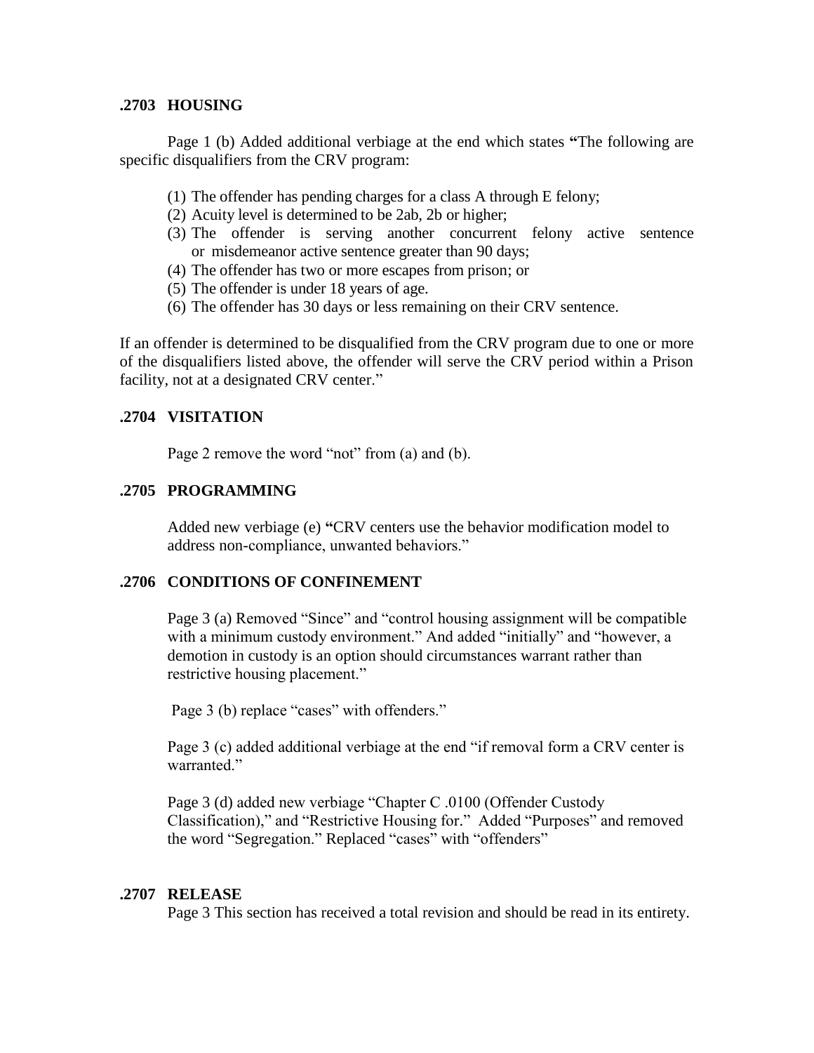### .2703 HOUSING

Page 1 (b) Added additional verbiage at the end which states **"**The following are specific disqualifiers from the CRV program:

(1) The offender has pending charges for a class A through E felony;
(2) Acuity level is determined to be 2ab, 2b or higher;
(3) The offender is serving another concurrent felony active sentence or misdemeanor active sentence greater than 90 days;
(4) The offender has two or more escapes from prison; or
(5) The offender is under 18 years of age.
(6) The offender has 30 days or less remaining on their CRV sentence.

If an offender is determined to be disqualified from the CRV program due to one or more of the disqualifiers listed above, the offender will serve the CRV period within a Prison facility, not at a designated CRV center."

### .2704 VISITATION

Page 2 remove the word "not" from (a) and (b).

### .2705 PROGRAMMING

Added new verbiage (e) **"**CRV centers use the behavior modification model to address non-compliance, unwanted behaviors."

### .2706 CONDITIONS OF CONFINEMENT

Page 3 (a) Removed "Since" and "control housing assignment will be compatible with a minimum custody environment." And added "initially" and "however, a demotion in custody is an option should circumstances warrant rather than restrictive housing placement."

Page 3 (b) replace "cases" with offenders."

Page 3 (c) added additional verbiage at the end "if removal form a CRV center is warranted."

Page 3 (d) added new verbiage "Chapter C .0100 (Offender Custody Classification)," and "Restrictive Housing for." Added "Purposes" and removed the word "Segregation." Replaced "cases" with "offenders"

### .2707 RELEASE

Page 3 This section has received a total revision and should be read in its entirety.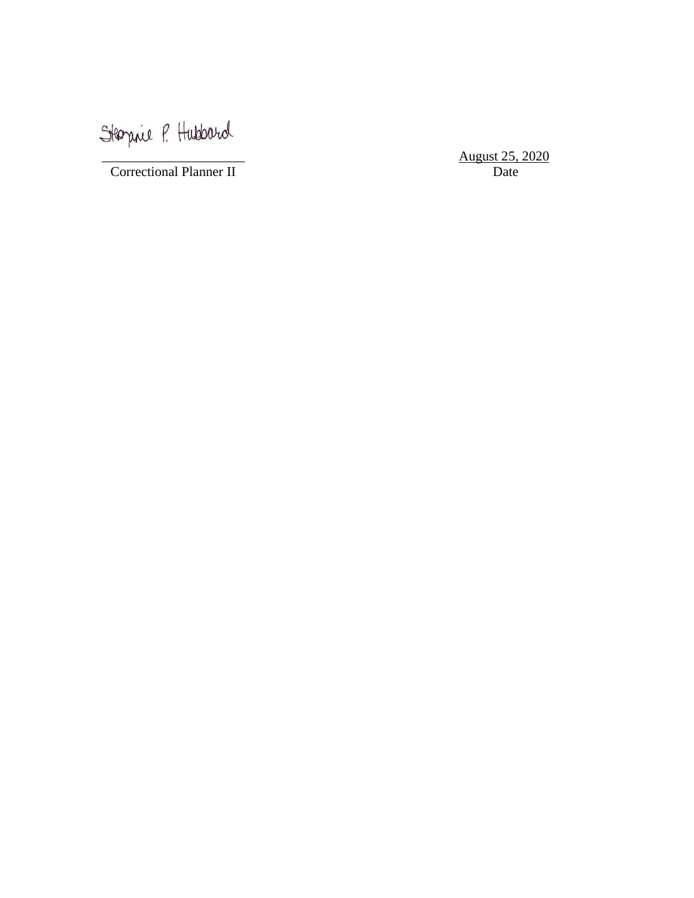Stephanie P. Hubbard

_____________________ Correctional Planner II

August 25, 2020
Date